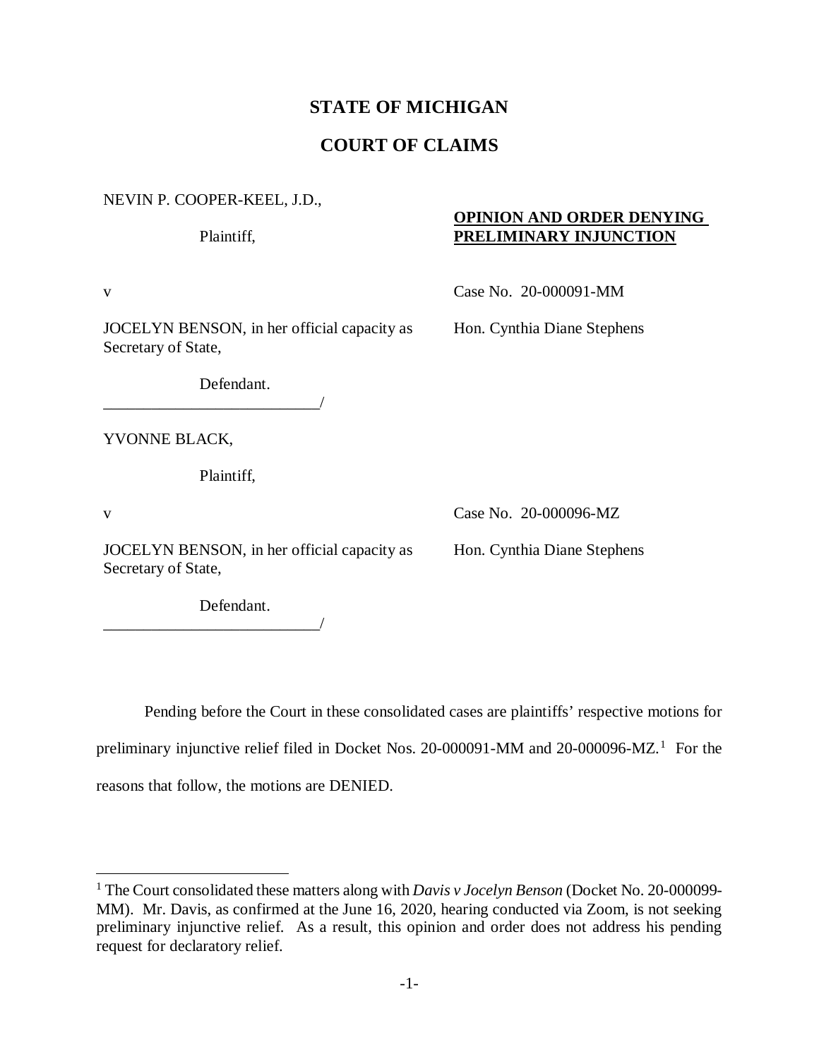# STATE OF MICHIGAN

# COURT OF CLAIMS

NEVIN P. COOPER-KEEL, J.D.,

Plaintiff,

v

JOCELYN BENSON, in her official capacity as Secretary of State,

Defendant.

___________________________/

**OPINION AND ORDER DENYING PRELIMINARY INJUNCTION**

Case No. 20-000091-MM

Hon. Cynthia Diane Stephens

YVONNE BLACK,

Plaintiff,

v

JOCELYN BENSON, in her official capacity as Secretary of State,

Defendant.

___________________________/

Case No. 20-000096-MZ

Hon. Cynthia Diane Stephens

Pending before the Court in these consolidated cases are plaintiffs' respective motions for preliminary injunctive relief filed in Docket Nos. 20-000091-MM and 20-000096-MZ.[1] For the reasons that follow, the motions are DENIED.

---

[1] The Court consolidated these matters along with *Davis v Jocelyn Benson* (Docket No. 20-000099-MM). Mr. Davis, as confirmed at the June 16, 2020, hearing conducted via Zoom, is not seeking preliminary injunctive relief. As a result, this opinion and order does not address his pending request for declaratory relief.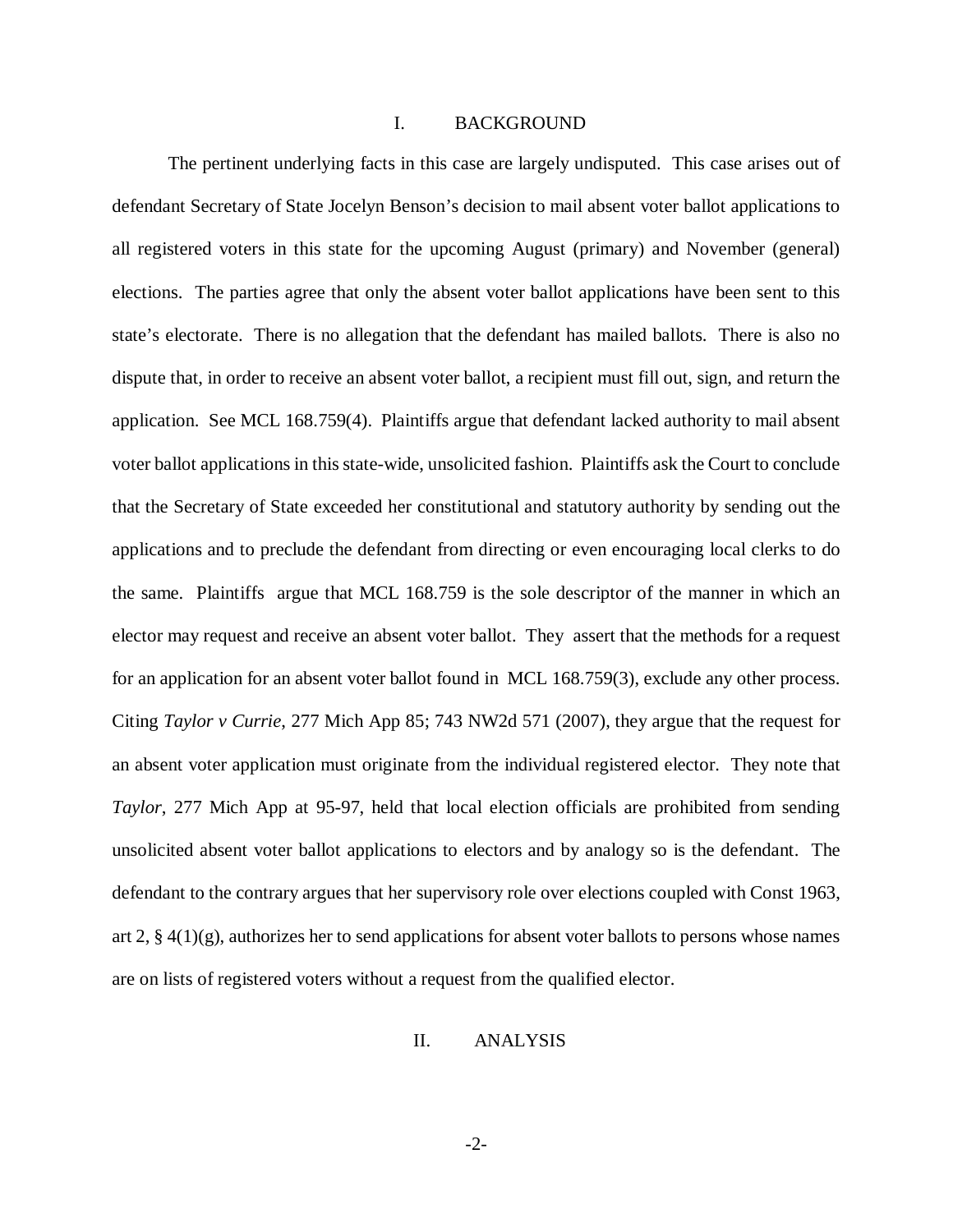## I. BACKGROUND

The pertinent underlying facts in this case are largely undisputed. This case arises out of defendant Secretary of State Jocelyn Benson's decision to mail absent voter ballot applications to all registered voters in this state for the upcoming August (primary) and November (general) elections. The parties agree that only the absent voter ballot applications have been sent to this state's electorate. There is no allegation that the defendant has mailed ballots. There is also no dispute that, in order to receive an absent voter ballot, a recipient must fill out, sign, and return the application. See MCL 168.759(4). Plaintiffs argue that defendant lacked authority to mail absent voter ballot applications in this state-wide, unsolicited fashion. Plaintiffs ask the Court to conclude that the Secretary of State exceeded her constitutional and statutory authority by sending out the applications and to preclude the defendant from directing or even encouraging local clerks to do the same. Plaintiffs argue that MCL 168.759 is the sole descriptor of the manner in which an elector may request and receive an absent voter ballot. They assert that the methods for a request for an application for an absent voter ballot found in MCL 168.759(3), exclude any other process. Citing *Taylor v Currie*, 277 Mich App 85; 743 NW2d 571 (2007), they argue that the request for an absent voter application must originate from the individual registered elector. They note that *Taylor*, 277 Mich App at 95-97, held that local election officials are prohibited from sending unsolicited absent voter ballot applications to electors and by analogy so is the defendant. The defendant to the contrary argues that her supervisory role over elections coupled with Const 1963, art 2, § 4(1)(g), authorizes her to send applications for absent voter ballots to persons whose names are on lists of registered voters without a request from the qualified elector.

## II. ANALYSIS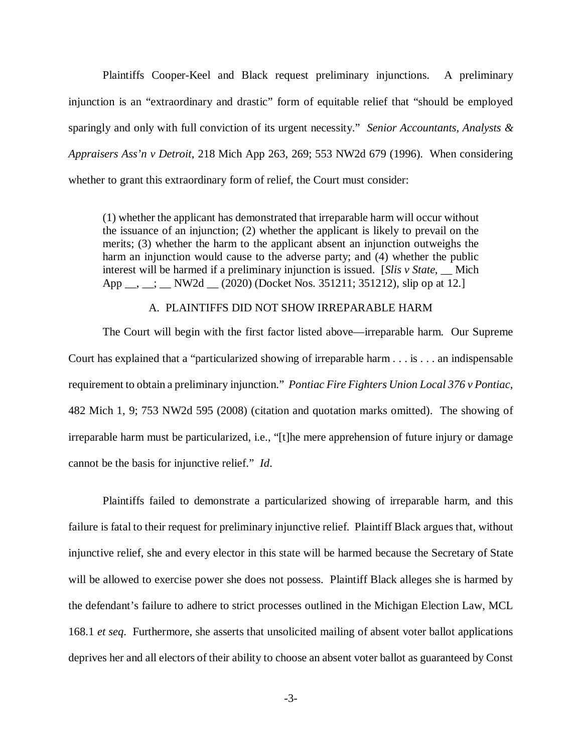Plaintiffs Cooper-Keel and Black request preliminary injunctions. A preliminary injunction is an "extraordinary and drastic" form of equitable relief that "should be employed sparingly and only with full conviction of its urgent necessity." *Senior Accountants, Analysts & Appraisers Ass'n v Detroit*, 218 Mich App 263, 269; 553 NW2d 679 (1996). When considering whether to grant this extraordinary form of relief, the Court must consider:

> (1) whether the applicant has demonstrated that irreparable harm will occur without the issuance of an injunction; (2) whether the applicant is likely to prevail on the merits; (3) whether the harm to the applicant absent an injunction outweighs the harm an injunction would cause to the adverse party; and (4) whether the public interest will be harmed if a preliminary injunction is issued. [*Slis v State*, __ Mich App __, __; __ NW2d __ (2020) (Docket Nos. 351211; 351212), slip op at 12.]

### A. PLAINTIFFS DID NOT SHOW IRREPARABLE HARM

The Court will begin with the first factor listed above—irreparable harm. Our Supreme Court has explained that a "particularized showing of irreparable harm . . . is . . . an indispensable requirement to obtain a preliminary injunction." *Pontiac Fire Fighters Union Local 376 v Pontiac*, 482 Mich 1, 9; 753 NW2d 595 (2008) (citation and quotation marks omitted). The showing of irreparable harm must be particularized, i.e., "[t]he mere apprehension of future injury or damage cannot be the basis for injunctive relief." *Id*.

Plaintiffs failed to demonstrate a particularized showing of irreparable harm, and this failure is fatal to their request for preliminary injunctive relief. Plaintiff Black argues that, without injunctive relief, she and every elector in this state will be harmed because the Secretary of State will be allowed to exercise power she does not possess. Plaintiff Black alleges she is harmed by the defendant's failure to adhere to strict processes outlined in the Michigan Election Law, MCL 168.1 *et seq*. Furthermore, she asserts that unsolicited mailing of absent voter ballot applications deprives her and all electors of their ability to choose an absent voter ballot as guaranteed by Const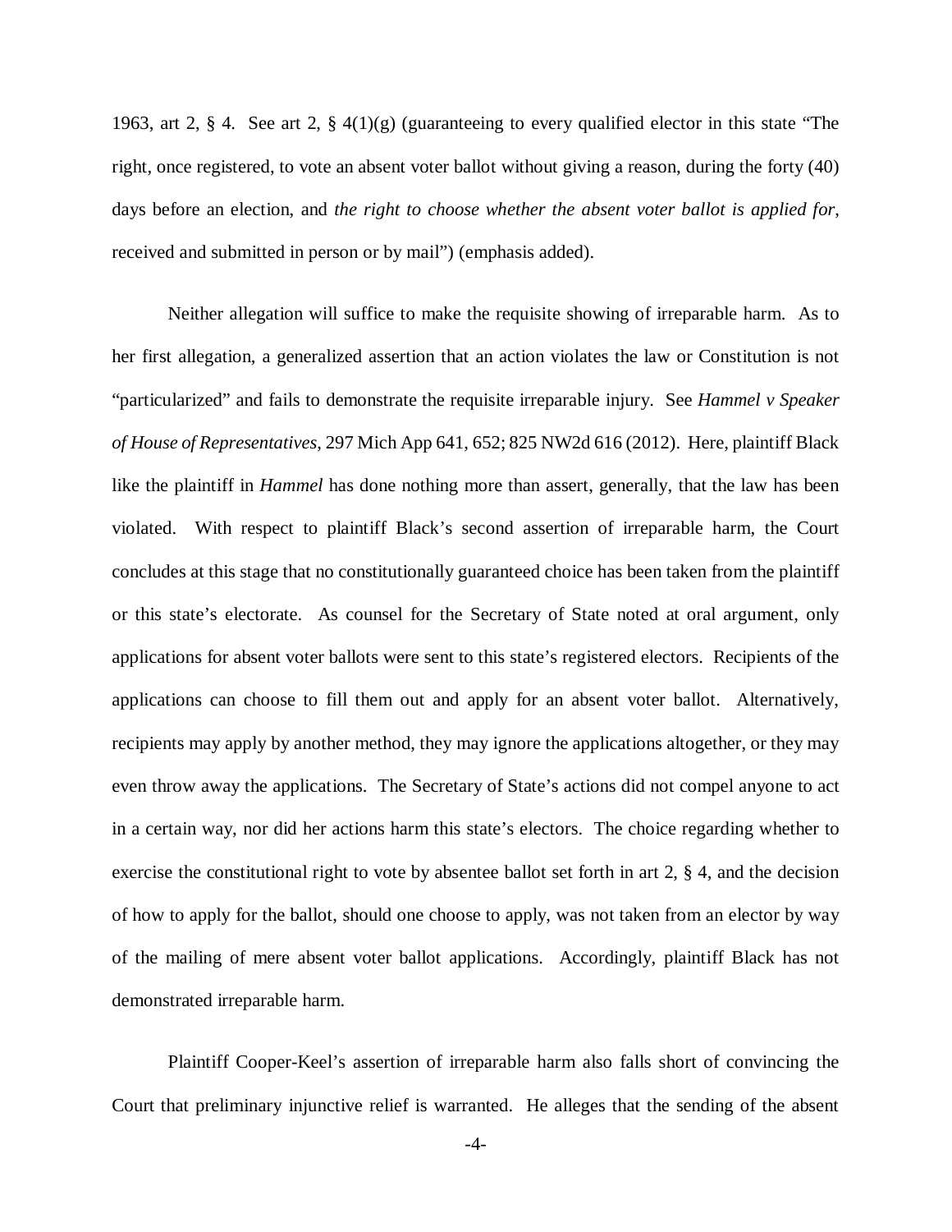1963, art 2, § 4. See art 2, § 4(1)(g) (guaranteeing to every qualified elector in this state "The right, once registered, to vote an absent voter ballot without giving a reason, during the forty (40) days before an election, and *the right to choose whether the absent voter ballot is applied for*, received and submitted in person or by mail") (emphasis added).

Neither allegation will suffice to make the requisite showing of irreparable harm. As to her first allegation, a generalized assertion that an action violates the law or Constitution is not "particularized" and fails to demonstrate the requisite irreparable injury. See *Hammel v Speaker of House of Representatives*, 297 Mich App 641, 652; 825 NW2d 616 (2012). Here, plaintiff Black like the plaintiff in *Hammel* has done nothing more than assert, generally, that the law has been violated. With respect to plaintiff Black's second assertion of irreparable harm, the Court concludes at this stage that no constitutionally guaranteed choice has been taken from the plaintiff or this state's electorate. As counsel for the Secretary of State noted at oral argument, only applications for absent voter ballots were sent to this state's registered electors. Recipients of the applications can choose to fill them out and apply for an absent voter ballot. Alternatively, recipients may apply by another method, they may ignore the applications altogether, or they may even throw away the applications. The Secretary of State's actions did not compel anyone to act in a certain way, nor did her actions harm this state's electors. The choice regarding whether to exercise the constitutional right to vote by absentee ballot set forth in art 2, § 4, and the decision of how to apply for the ballot, should one choose to apply, was not taken from an elector by way of the mailing of mere absent voter ballot applications. Accordingly, plaintiff Black has not demonstrated irreparable harm.

Plaintiff Cooper-Keel's assertion of irreparable harm also falls short of convincing the Court that preliminary injunctive relief is warranted. He alleges that the sending of the absent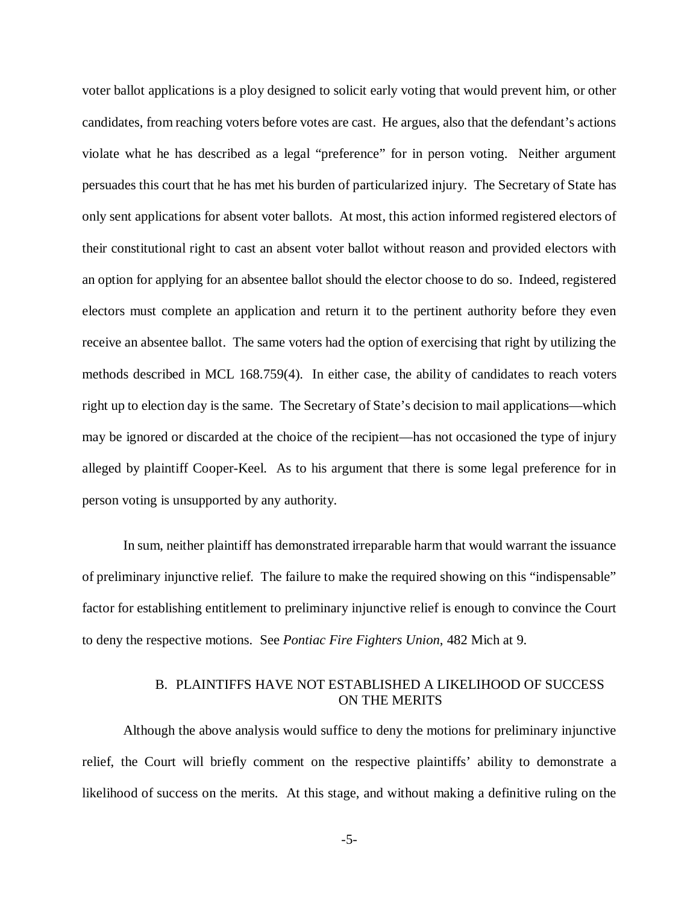voter ballot applications is a ploy designed to solicit early voting that would prevent him, or other candidates, from reaching voters before votes are cast. He argues, also that the defendant's actions violate what he has described as a legal "preference" for in person voting. Neither argument persuades this court that he has met his burden of particularized injury. The Secretary of State has only sent applications for absent voter ballots. At most, this action informed registered electors of their constitutional right to cast an absent voter ballot without reason and provided electors with an option for applying for an absentee ballot should the elector choose to do so. Indeed, registered electors must complete an application and return it to the pertinent authority before they even receive an absentee ballot. The same voters had the option of exercising that right by utilizing the methods described in MCL 168.759(4). In either case, the ability of candidates to reach voters right up to election day is the same. The Secretary of State's decision to mail applications—which may be ignored or discarded at the choice of the recipient—has not occasioned the type of injury alleged by plaintiff Cooper-Keel. As to his argument that there is some legal preference for in person voting is unsupported by any authority.

In sum, neither plaintiff has demonstrated irreparable harm that would warrant the issuance of preliminary injunctive relief. The failure to make the required showing on this "indispensable" factor for establishing entitlement to preliminary injunctive relief is enough to convince the Court to deny the respective motions. See *Pontiac Fire Fighters Union*, 482 Mich at 9.

### B. PLAINTIFFS HAVE NOT ESTABLISHED A LIKELIHOOD OF SUCCESS ON THE MERITS

Although the above analysis would suffice to deny the motions for preliminary injunctive relief, the Court will briefly comment on the respective plaintiffs' ability to demonstrate a likelihood of success on the merits. At this stage, and without making a definitive ruling on the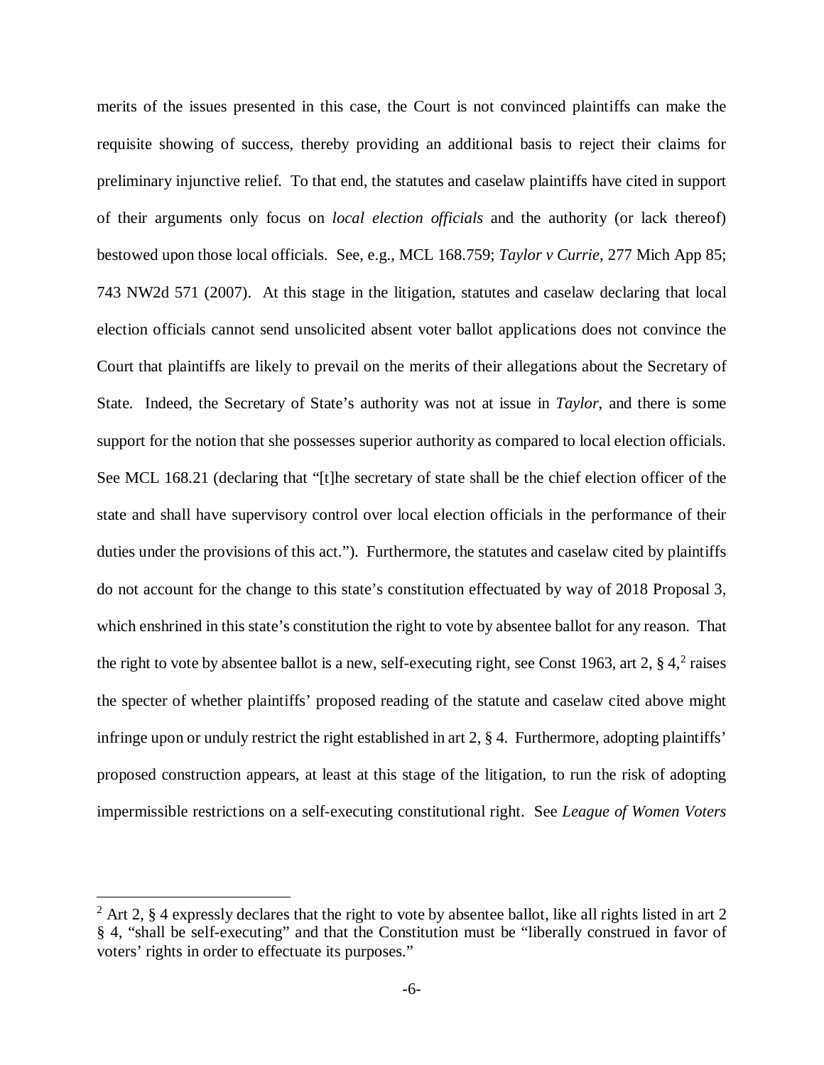merits of the issues presented in this case, the Court is not convinced plaintiffs can make the requisite showing of success, thereby providing an additional basis to reject their claims for preliminary injunctive relief. To that end, the statutes and caselaw plaintiffs have cited in support of their arguments only focus on *local election officials* and the authority (or lack thereof) bestowed upon those local officials. See, e.g., MCL 168.759; *Taylor v Currie*, 277 Mich App 85; 743 NW2d 571 (2007). At this stage in the litigation, statutes and caselaw declaring that local election officials cannot send unsolicited absent voter ballot applications does not convince the Court that plaintiffs are likely to prevail on the merits of their allegations about the Secretary of State. Indeed, the Secretary of State's authority was not at issue in *Taylor*, and there is some support for the notion that she possesses superior authority as compared to local election officials. See MCL 168.21 (declaring that "[t]he secretary of state shall be the chief election officer of the state and shall have supervisory control over local election officials in the performance of their duties under the provisions of this act."). Furthermore, the statutes and caselaw cited by plaintiffs do not account for the change to this state's constitution effectuated by way of 2018 Proposal 3, which enshrined in this state's constitution the right to vote by absentee ballot for any reason. That the right to vote by absentee ballot is a new, self-executing right, see Const 1963, art 2, § 4,[2] raises the specter of whether plaintiffs' proposed reading of the statute and caselaw cited above might infringe upon or unduly restrict the right established in art 2, § 4. Furthermore, adopting plaintiffs' proposed construction appears, at least at this stage of the litigation, to run the risk of adopting impermissible restrictions on a self-executing constitutional right. See *League of Women Voters*

[2] Art 2, § 4 expressly declares that the right to vote by absentee ballot, like all rights listed in art 2 § 4, "shall be self-executing" and that the Constitution must be "liberally construed in favor of voters' rights in order to effectuate its purposes."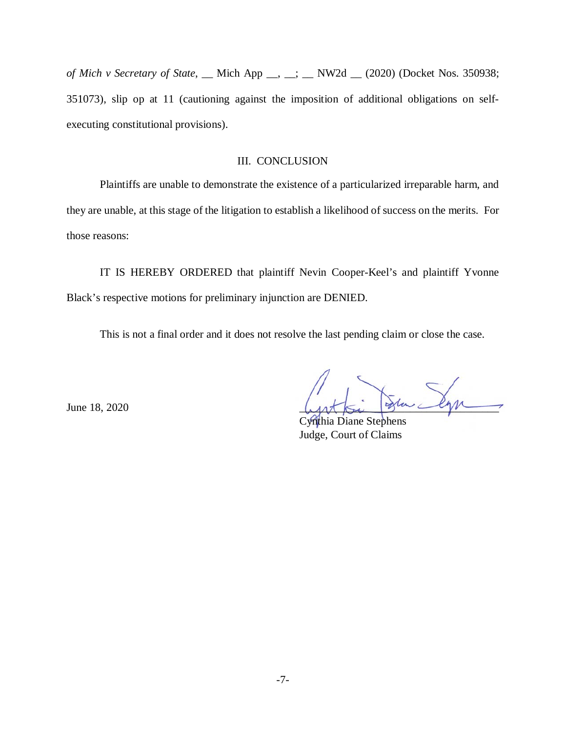*of Mich v Secretary of State*, __ Mich App __, __; __ NW2d __ (2020) (Docket Nos. 350938; 351073), slip op at 11 (cautioning against the imposition of additional obligations on self-executing constitutional provisions).

## III. CONCLUSION

Plaintiffs are unable to demonstrate the existence of a particularized irreparable harm, and they are unable, at this stage of the litigation to establish a likelihood of success on the merits. For those reasons:

IT IS HEREBY ORDERED that plaintiff Nevin Cooper-Keel's and plaintiff Yvonne Black's respective motions for preliminary injunction are DENIED.

This is not a final order and it does not resolve the last pending claim or close the case.

June 18, 2020

Cynthia Diane Stephens
Judge, Court of Claims